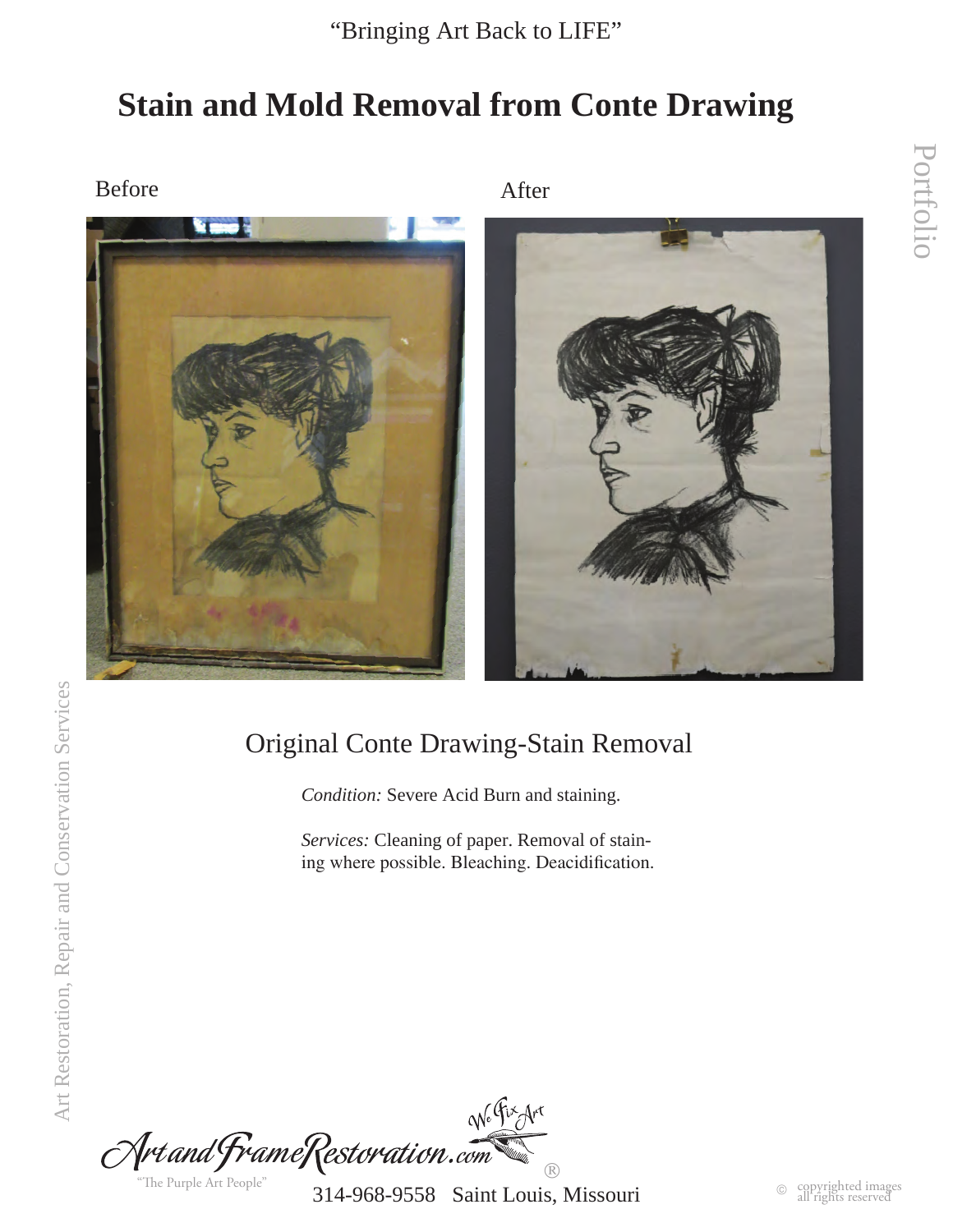"Bringing Art Back to LIFE"

# Stain and Mold Removal from Conte Drawing

Before

After

## Original Conte Drawing-Stain Removal

*Condition:* Severe Acid Burn and staining.

*Services:* Cleaning of paper. Removal of staining where possible. Bleaching. Deacidification.

Portfolio

Art Restoration, Repair and Conservation Services

ArtandFrameRestoration.com® We Fix Art

"The Purple Art People"

314-968-9558 Saint Louis, Missouri

© copyrighted images all rights reserved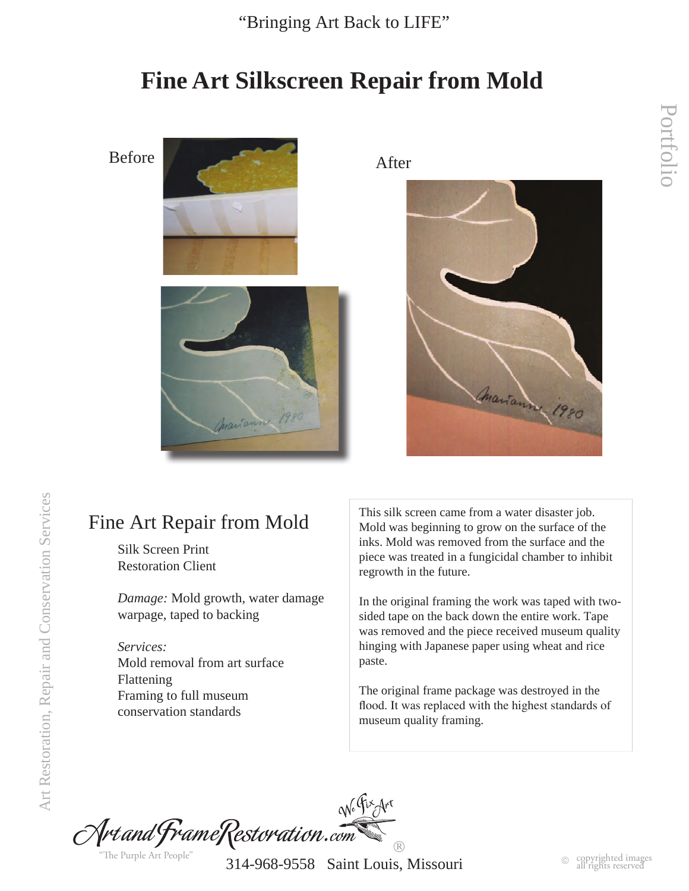"Bringing Art Back to LIFE"

# Fine Art Silkscreen Repair from Mold

Before

After

## Fine Art Repair from Mold

Silk Screen Print
Restoration Client

*Damage:* Mold growth, water damage warpage, taped to backing

*Services:*
Mold removal from art surface
Flattening
Framing to full museum conservation standards

This silk screen came from a water disaster job. Mold was beginning to grow on the surface of the inks. Mold was removed from the surface and the piece was treated in a fungicidal chamber to inhibit regrowth in the future.

In the original framing the work was taped with two-sided tape on the back down the entire work. Tape was removed and the piece received museum quality hinging with Japanese paper using wheat and rice paste.

The original frame package was destroyed in the flood. It was replaced with the highest standards of museum quality framing.

ArtandFrameRestoration.com® We Fix Art

"The Purple Art People"

314-968-9558 Saint Louis, Missouri

© copyrighted images all rights reserved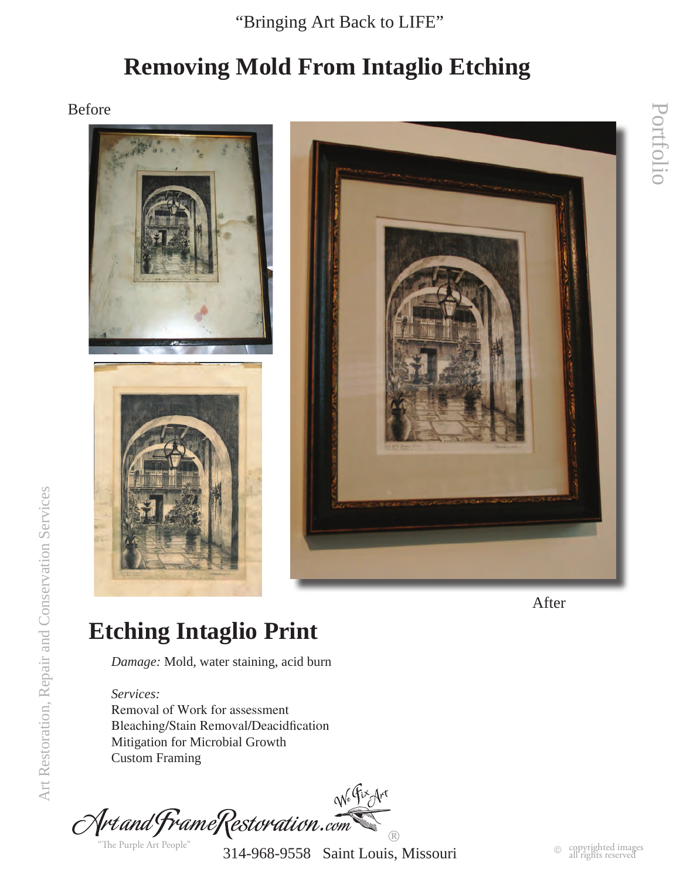"Bringing Art Back to LIFE"

# Removing Mold From Intaglio Etching

Before

After

## Etching Intaglio Print

*Damage:* Mold, water staining, acid burn

*Services:*
Removal of Work for assessment
Bleaching/Stain Removal/Deacidfication
Mitigation for Microbial Growth
Custom Framing

ArtandFrameRestoration.com ® We Fix Art

"The Purple Art People"

314-968-9558 Saint Louis, Missouri

© copyrighted images all rights reserved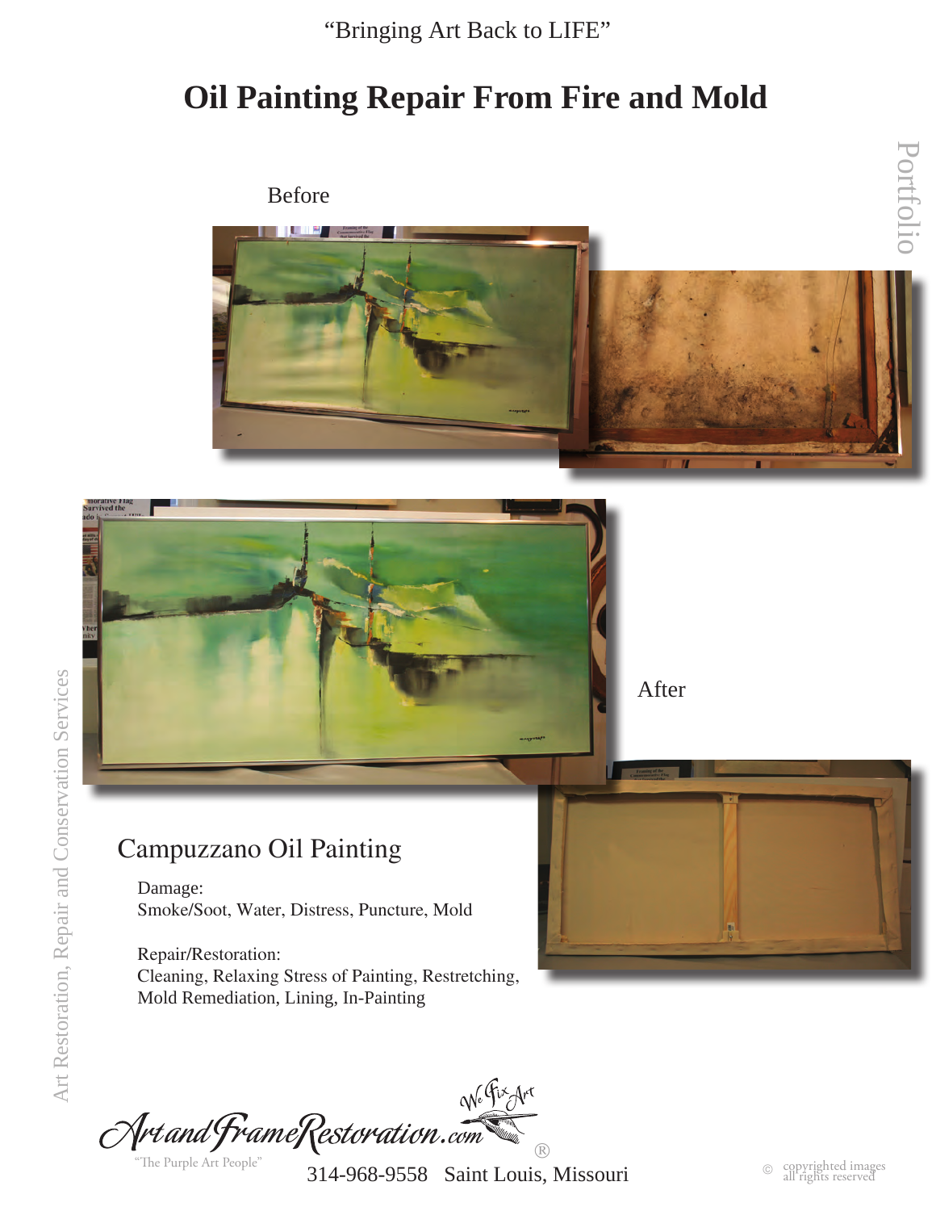"Bringing Art Back to LIFE"

# Oil Painting Repair From Fire and Mold

Before

After

## Campuzzano Oil Painting

Damage:
Smoke/Soot, Water, Distress, Puncture, Mold

Repair/Restoration:
Cleaning, Relaxing Stress of Painting, Restretching, Mold Remediation, Lining, In-Painting

ArtandFrameRestoration.com® We Fix Art

"The Purple Art People"

314-968-9558 Saint Louis, Missouri

© copyrighted images all rights reserved